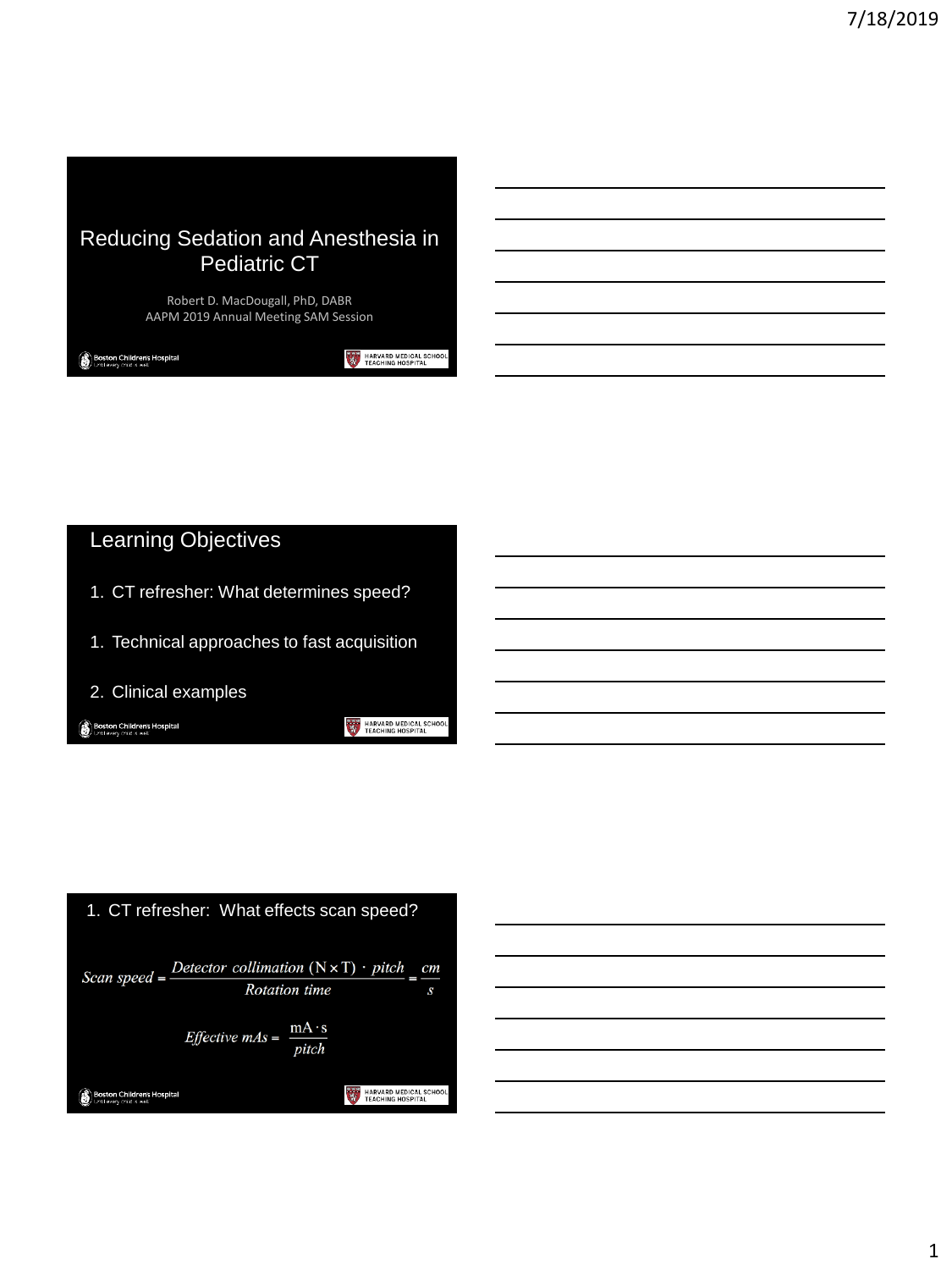# Reducing Sedation and Anesthesia in Pediatric CT

Robert D. MacDougall, PhD, DABR
AAPM 2019 Annual Meeting SAM Session

Boston Childrens Hospital

HARVARD MEDICAL SCHOOL TEACHING HOSPITAL

## Learning Objectives

1. CT refresher: What determines speed?
1. Technical approaches to fast acquisition
2. Clinical examples

Boston Childrens Hospital

HARVARD MEDICAL SCHOOL TEACHING HOSPITAL

## 1. CT refresher: What effects scan speed?

$$Scan\ speed = \frac{Detector\ collimation\ (\mathrm{N \times T}) \cdot pitch}{Rotation\ time} = \frac{cm}{s}$$

$$Effective\ mAs = \frac{\mathrm{mA \cdot s}}{pitch}$$

Boston Childrens Hospital

HARVARD MEDICAL SCHOOL TEACHING HOSPITAL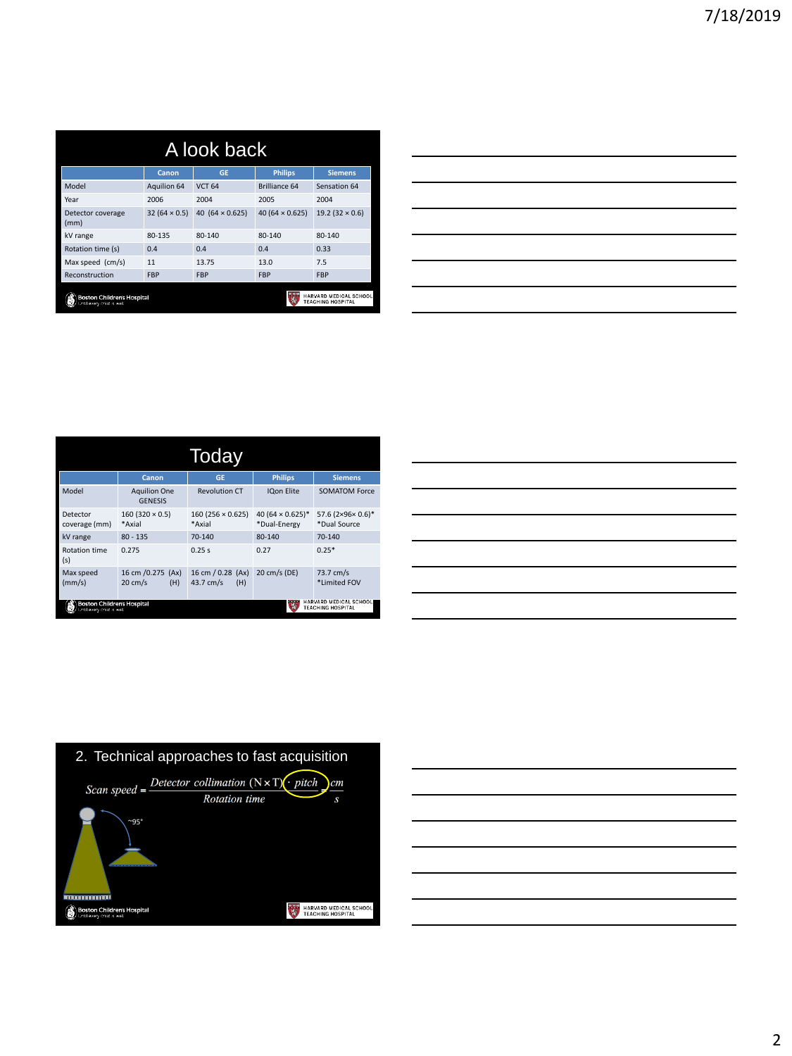# A look back

| | Canon | GE | Philips | Siemens |
|---|---|---|---|---|
| Model | Aquilion 64 | VCT 64 | Brilliance 64 | Sensation 64 |
| Year | 2006 | 2004 | 2005 | 2004 |
| Detector coverage (mm) | 32 (64 × 0.5) | 40 (64 × 0.625) | 40 (64 × 0.625) | 19.2 (32 × 0.6) |
| kV range | 80-135 | 80-140 | 80-140 | 80-140 |
| Rotation time (s) | 0.4 | 0.4 | 0.4 | 0.33 |
| Max speed (cm/s) | 11 | 13.75 | 13.0 | 7.5 |
| Reconstruction | FBP | FBP | FBP | FBP |

# Today

| | Canon | GE | Philips | Siemens |
|---|---|---|---|---|
| Model | Aquilion One GENESIS | Revolution CT | IQon Elite | SOMATOM Force |
| Detector coverage (mm) | 160 (320 × 0.5) *Axial | 160 (256 × 0.625) *Axial | 40 (64 × 0.625)* *Dual-Energy | 57.6 (2×96× 0.6)* *Dual Source |
| kV range | 80 - 135 | 70-140 | 80-140 | 70-140 |
| Rotation time (s) | 0.275 | 0.25 s | 0.27 | 0.25* |
| Max speed (mm/s) | 16 cm /0.275 (Ax) 20 cm/s (H) | 16 cm / 0.28 (Ax) 43.7 cm/s (H) | 20 cm/s (DE) | 73.7 cm/s *Limited FOV |

# 2. Technical approaches to fast acquisition

$$Scan\ speed = \frac{Detector\ collimation\ (N \times T) \cdot pitch}{Rotation\ time} = \frac{cm}{s}$$

~95°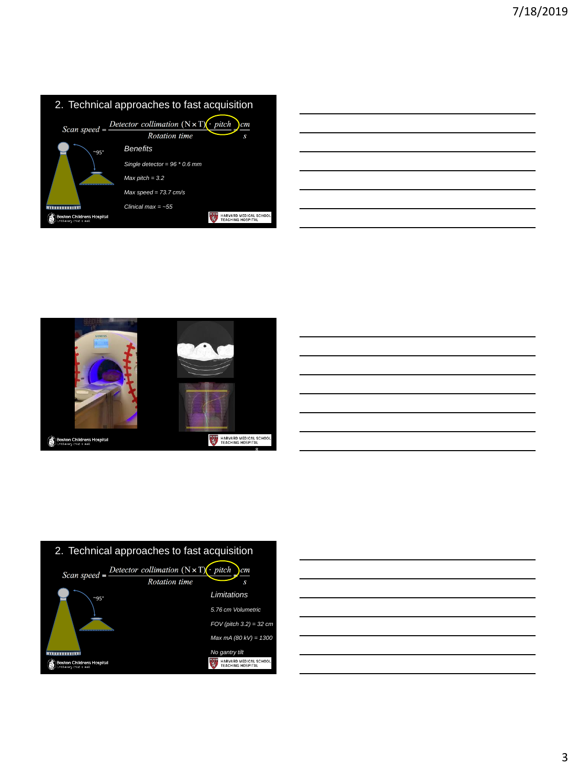## 2. Technical approaches to fast acquisition

$$Scan\ speed = \frac{Detector\ collimation\ (N \times T) \cdot pitch}{Rotation\ time} = \frac{cm}{s}$$

~95°

*Benefits*

*Single detector = 96 * 0.6 mm*

*Max pitch = 3.2*

*Max speed = 73.7 cm/s*

*Clinical max = ~55*

Boston Childrens Hospital

HARVARD MEDICAL SCHOOL TEACHING HOSPITAL

---

Boston Childrens Hospital

HARVARD MEDICAL SCHOOL TEACHING HOSPITAL

---

## 2. Technical approaches to fast acquisition

$$Scan\ speed = \frac{Detector\ collimation\ (N \times T) \cdot pitch}{Rotation\ time} = \frac{cm}{s}$$

~95°

*Limitations*

*5.76 cm Volumetric*

*FOV (pitch 3.2) = 32 cm*

*Max mA (80 kV) = 1300*

*No gantry tilt*

Boston Childrens Hospital

HARVARD MEDICAL SCHOOL TEACHING HOSPITAL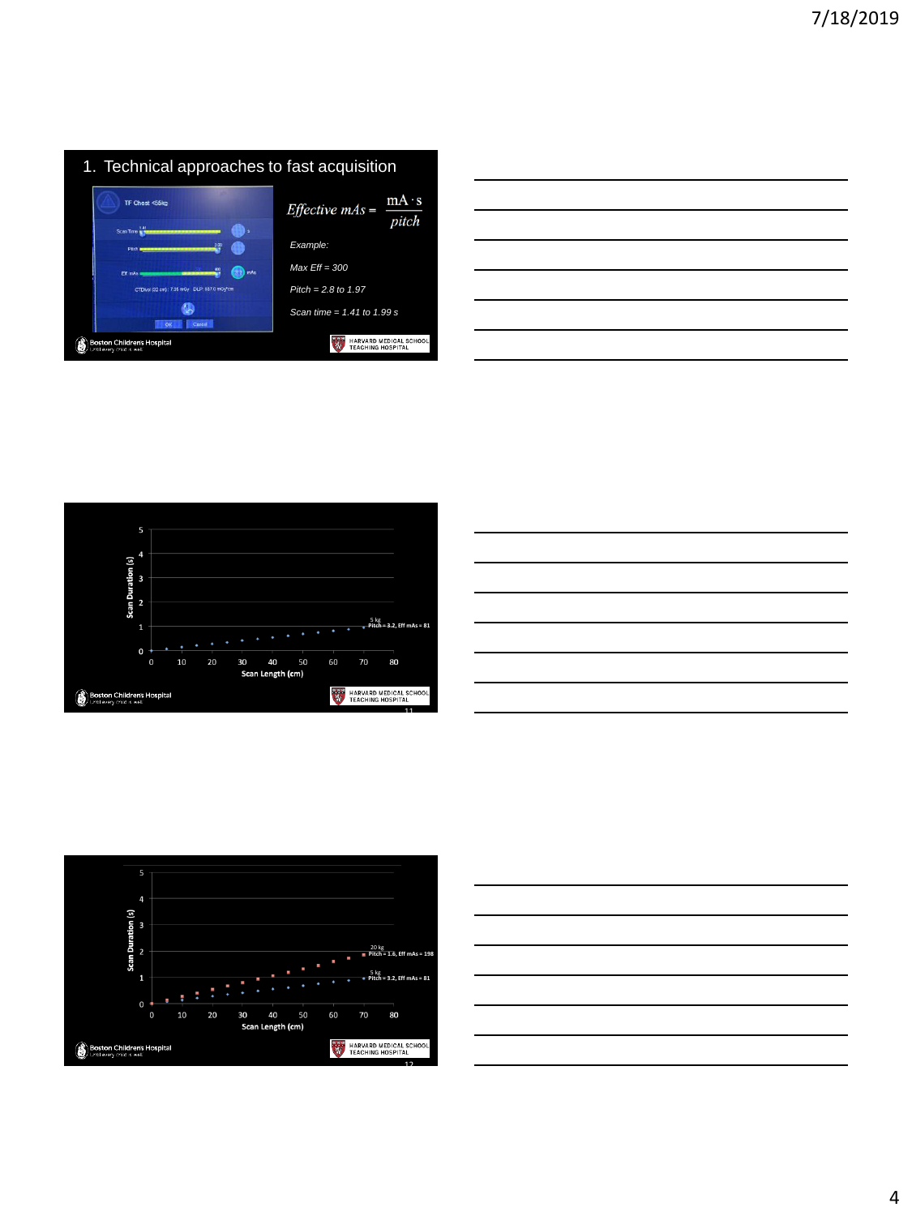## 1. Technical approaches to fast acquisition

$$Effective\ mAs = \frac{mA \cdot s}{pitch}$$

*Example:*

*Max Eff = 300*

*Pitch = 2.8 to 1.97*

*Scan time = 1.41 to 1.99 s*

TF Chest <55kg

Scan Time 1.41

Pitch 2.00

Eff mAs 400 mAs

CTDIvol (32 cm): 7.35 mGy DLP: 837.0 mGy*cm

OK Cancel

Scan Duration (s)

Scan Length (cm)

5 kg Pitch = 3.2, Eff mAs = 81

Scan Duration (s)

Scan Length (cm)

20 kg Pitch = 1.6, Eff mAs = 198

5 kg Pitch = 3.2, Eff mAs = 81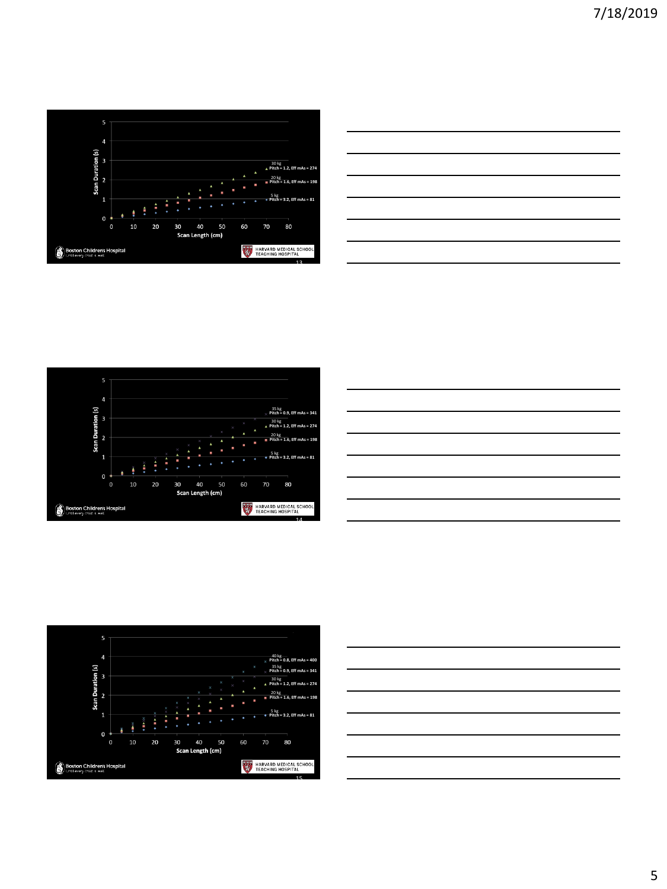5

4

3

2

1

0

Scan Duration (s)

0 10 20 30 40 50 60 70 80

Scan Length (cm)

30 kg
Pitch = 1.2, Eff mAs = 274

20 kg
Pitch = 1.6, Eff mAs = 198

5 kg
Pitch = 3.2, Eff mAs = 81

Boston Childrens Hospital

HARVARD MEDICAL SCHOOL TEACHING HOSPITAL

13

5

4

3

2

1

0

Scan Duration (s)

0 10 20 30 40 50 60 70 80

Scan Length (cm)

35 kg
Pitch = 0.9, Eff mAs = 341

30 kg
Pitch = 1.2, Eff mAs = 274

20 kg
Pitch = 1.6, Eff mAs = 198

5 kg
Pitch = 3.2, Eff mAs = 81

Boston Childrens Hospital

HARVARD MEDICAL SCHOOL TEACHING HOSPITAL

14

5

4

3

2

1

0

Scan Duration (s)

0 10 20 30 40 50 60 70 80

Scan Length (cm)

40 kg
Pitch = 0.8, Eff mAs = 400

35 kg
Pitch = 0.9, Eff mAs = 341

30 kg
Pitch = 1.2, Eff mAs = 274

20 kg
Pitch = 1.6, Eff mAs = 198

5 kg
Pitch = 3.2, Eff mAs = 81

Boston Childrens Hospital

HARVARD MEDICAL SCHOOL TEACHING HOSPITAL

15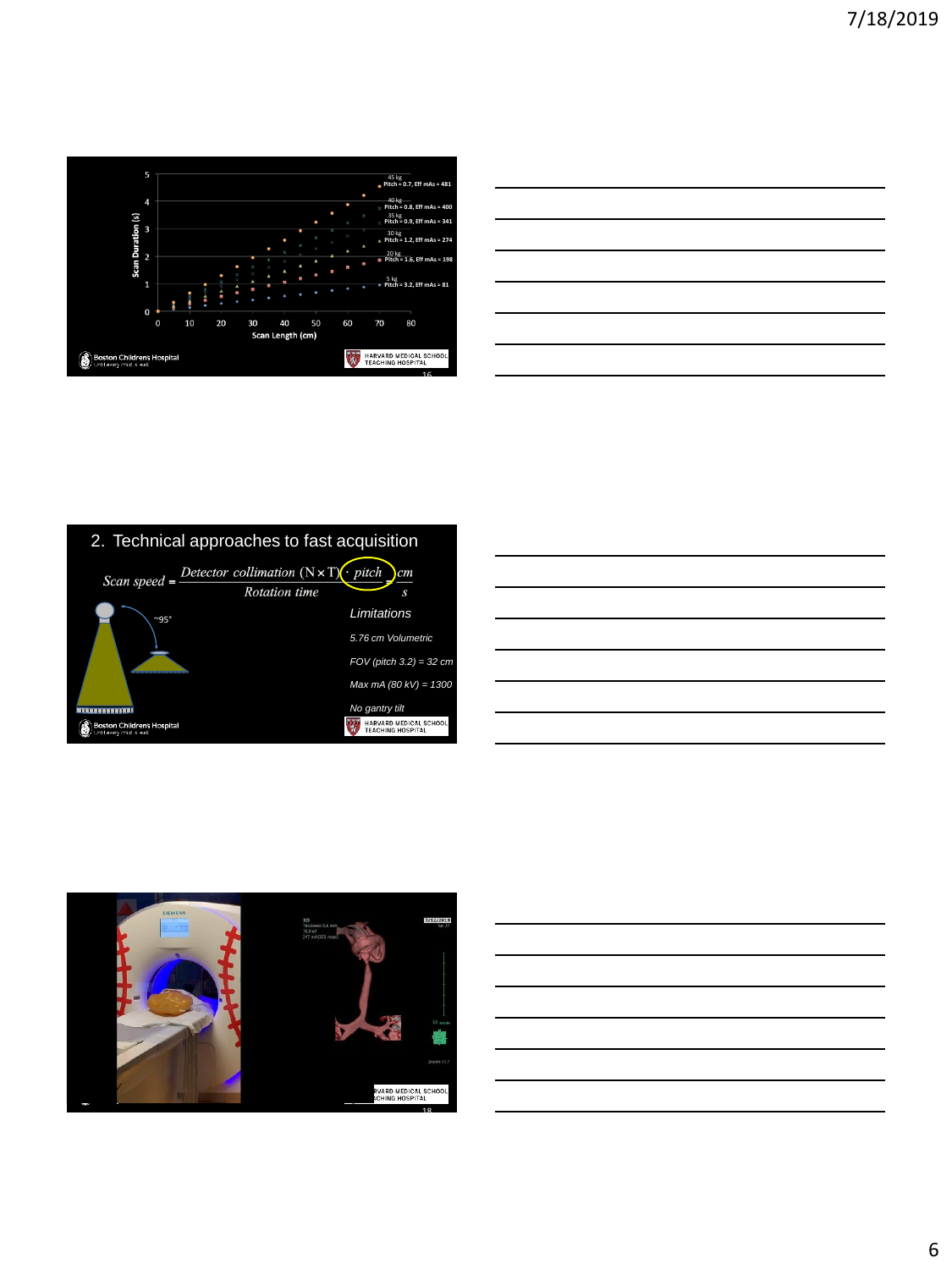Scan Duration (s)

Scan Length (cm)

45 kg, Pitch = 0.7, Eff mAs = 481

40 kg, Pitch = 0.8, Eff mAs = 400

35 kg, Pitch = 0.9, Eff mAs = 341

30 kg, Pitch = 1.2, Eff mAs = 274

20 kg, Pitch = 1.6, Eff mAs = 198

5 kg, Pitch = 3.2, Eff mAs = 81

## 2. Technical approaches to fast acquisition

$$\text{Scan speed} = \frac{\text{Detector collimation } (N \times T) \cdot \text{pitch}}{\text{Rotation time}} = \frac{cm}{s}$$

~95°

*Limitations*

*5.76 cm Volumetric*

*FOV (pitch 3.2) = 32 cm*

*Max mA (80 kV) = 1300*

*No gantry tilt*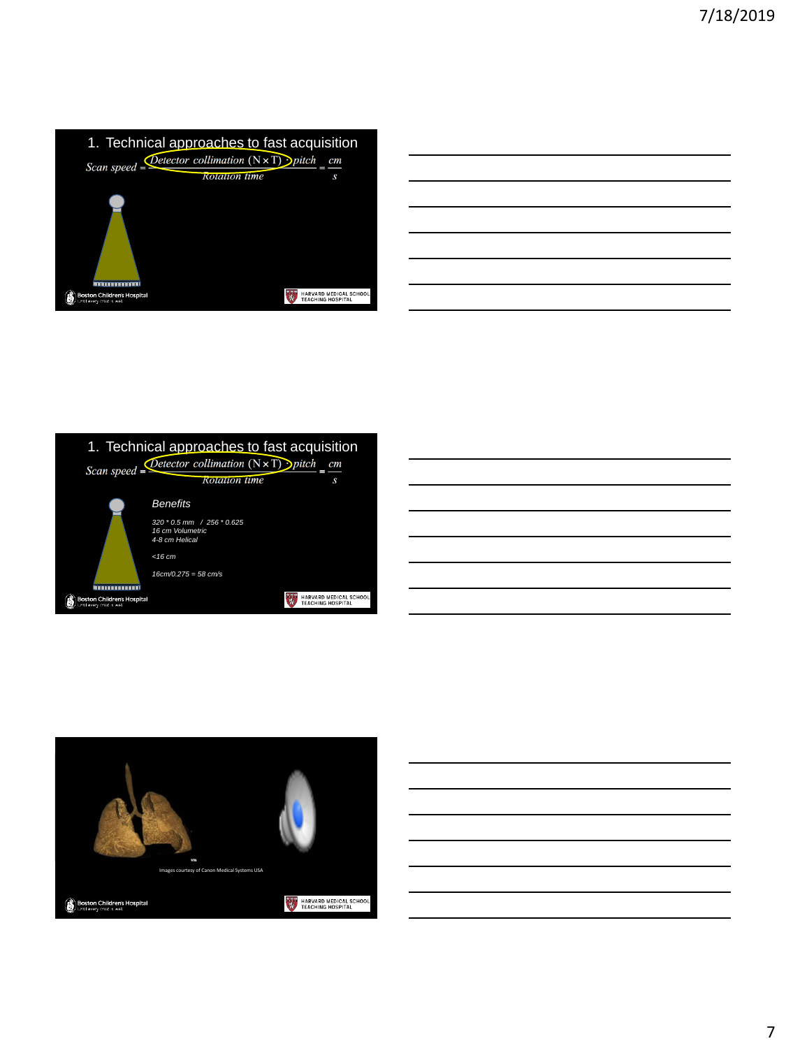## 1. Technical approaches to fast acquisition

$$Scan\ speed = \frac{Detector\ collimation\ (N \times T) \cdot pitch}{Rotation\ time} = \frac{cm}{s}$$

## 1. Technical approaches to fast acquisition

$$Scan\ speed = \frac{Detector\ collimation\ (N \times T) \cdot pitch}{Rotation\ time} = \frac{cm}{s}$$

*Benefits*

*320 \* 0.5 mm / 256 \* 0.625*
*16 cm Volumetric*
*4-8 cm Helical*

*<16 cm*

*16cm/0.275 = 58 cm/s*

Images courtesy of Canon Medical Systems USA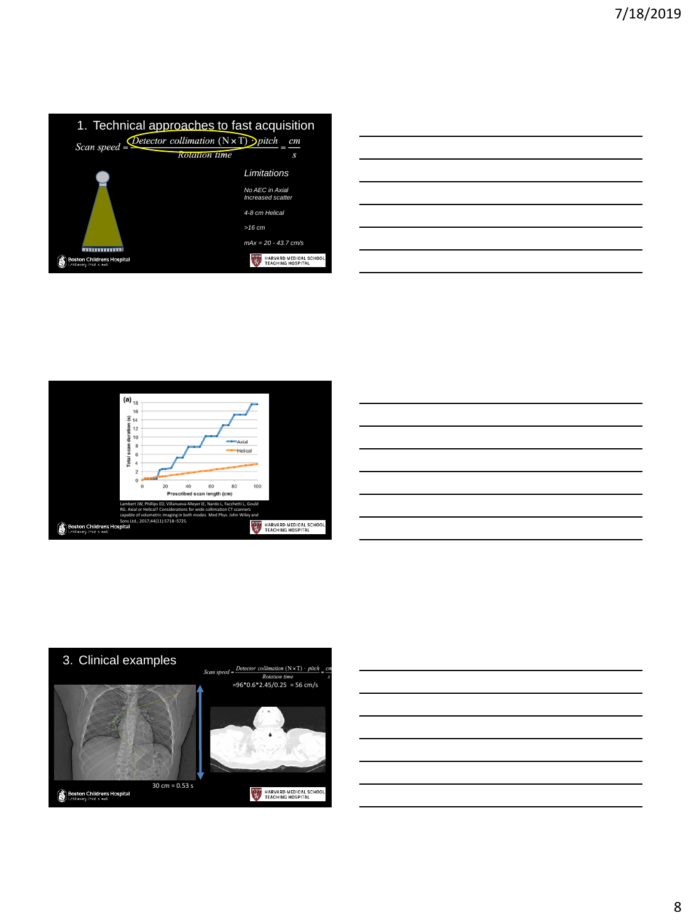## 1. Technical approaches to fast acquisition

$$Scan\ speed = \frac{Detector\ collimation\ (N \times T) \cdot pitch}{Rotation\ time} = \frac{cm}{s}$$

*Limitations*

*No AEC in Axial*
*Increased scatter*

*4-8 cm Helical*

*>16 cm*

*mAx = 20 - 43.7 cm/s*

---

(a)

Total scan duration (s) vs. Prescribed scan length (cm) — Axial, Helical

Lambert JW, Phillips ED, Villanueva-Meyer JE, Nardo L, Facchetti L, Gould RG. Axial or Helical? Considerations for wide collimation CT scanners capable of volumetric imaging in both modes. Med Phys. John Wiley and Sons Ltd.; 2017;44(11):5718–5725.

---

## 3. Clinical examples

$$Scan\ speed = \frac{Detector\ collimation\ (N \times T) \cdot pitch}{Rotation\ time} = \frac{cm}{s}$$

=96\*0.6\*2.45/0.25 = 56 cm/s

30 cm = 0.53 s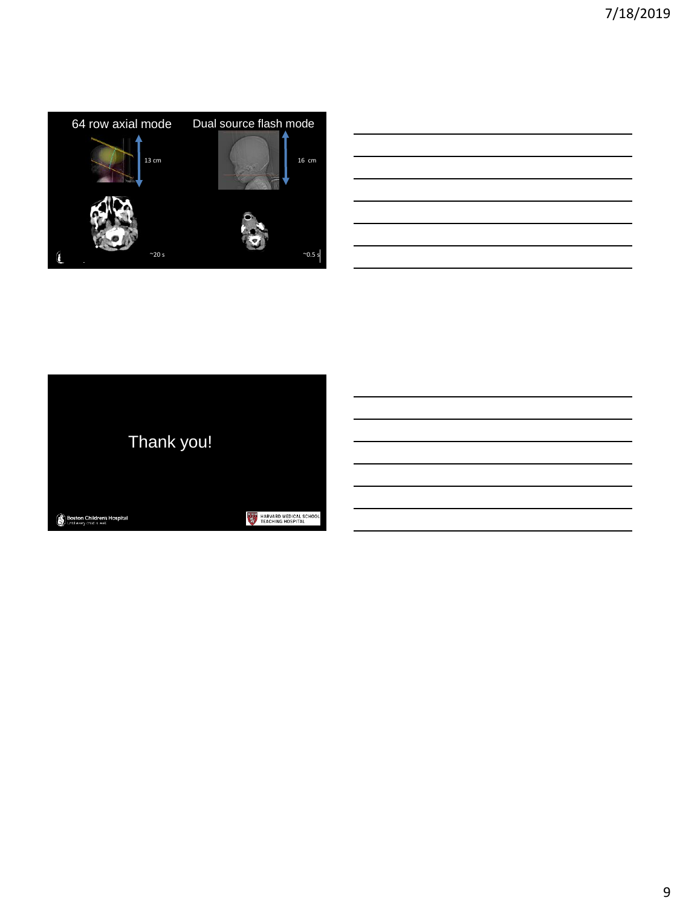64 row axial mode

Dual source flash mode

13 cm

16 cm

~20 s

~0.5 s

Thank you!

Boston Childrens Hospital

HARVARD MEDICAL SCHOOL TEACHING HOSPITAL